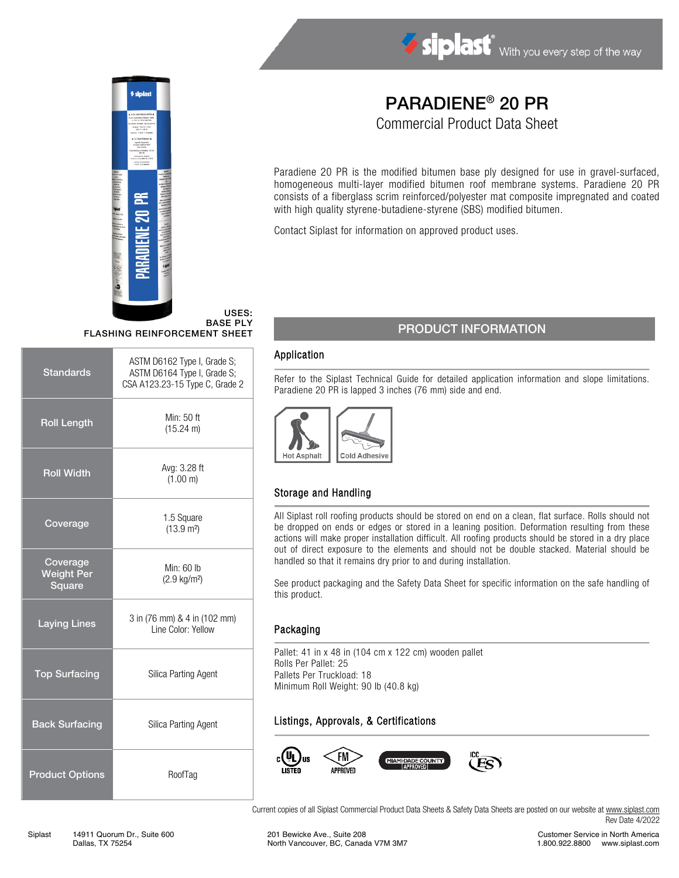siplast® With you every step of the way

# PARADIENE® 20 PR

## Commercial Product Data Sheet

Paradiene 20 PR is the modified bitumen base ply designed for use in gravel-surfaced, homogeneous multi-layer modified bitumen roof membrane systems. Paradiene 20 PR consists of a fiberglass scrim reinforced/polyester mat composite impregnated and coated with high quality styrene-butadiene-styrene (SBS) modified bitumen.

Contact Siplast for information on approved product uses.

**USES:**
**BASE PLY**
**FLASHING REINFORCEMENT SHEET**

| | |
|---|---|
| **Standards** | ASTM D6162 Type I, Grade S; ASTM D6164 Type I, Grade S; CSA A123.23-15 Type C, Grade 2 |
| **Roll Length** | Min: 50 ft (15.24 m) |
| **Roll Width** | Avg: 3.28 ft (1.00 m) |
| **Coverage** | 1.5 Square (13.9 m²) |
| **Coverage Weight Per Square** | Min: 60 lb (2.9 kg/m²) |
| **Laying Lines** | 3 in (76 mm) & 4 in (102 mm) Line Color: Yellow |
| **Top Surfacing** | Silica Parting Agent |
| **Back Surfacing** | Silica Parting Agent |
| **Product Options** | RoofTag |

## PRODUCT INFORMATION

### Application

Refer to the Siplast Technical Guide for detailed application information and slope limitations. Paradiene 20 PR is lapped 3 inches (76 mm) side and end.

Hot Asphalt | Cold Adhesive

### Storage and Handling

All Siplast roll roofing products should be stored on end on a clean, flat surface. Rolls should not be dropped on ends or edges or stored in a leaning position. Deformation resulting from these actions will make proper installation difficult. All roofing products should be stored in a dry place out of direct exposure to the elements and should not be double stacked. Material should be handled so that it remains dry prior to and during installation.

See product packaging and the Safety Data Sheet for specific information on the safe handling of this product.

### Packaging

Pallet: 41 in x 48 in (104 cm x 122 cm) wooden pallet
Rolls Per Pallet: 25
Pallets Per Truckload: 18
Minimum Roll Weight: 90 lb (40.8 kg)

### Listings, Approvals, & Certifications

UL Listed | FM Approved | Miami-Dade County Approved | ICC ES

Current copies of all Siplast Commercial Product Data Sheets & Safety Data Sheets are posted on our website at www.siplast.com
Rev Date 4/2022

Siplast 14911 Quorum Dr., Suite 600 Dallas, TX 75254 | 201 Bewicke Ave., Suite 208 North Vancouver, BC, Canada V7M 3M7 | Customer Service in North America 1.800.922.8800 www.siplast.com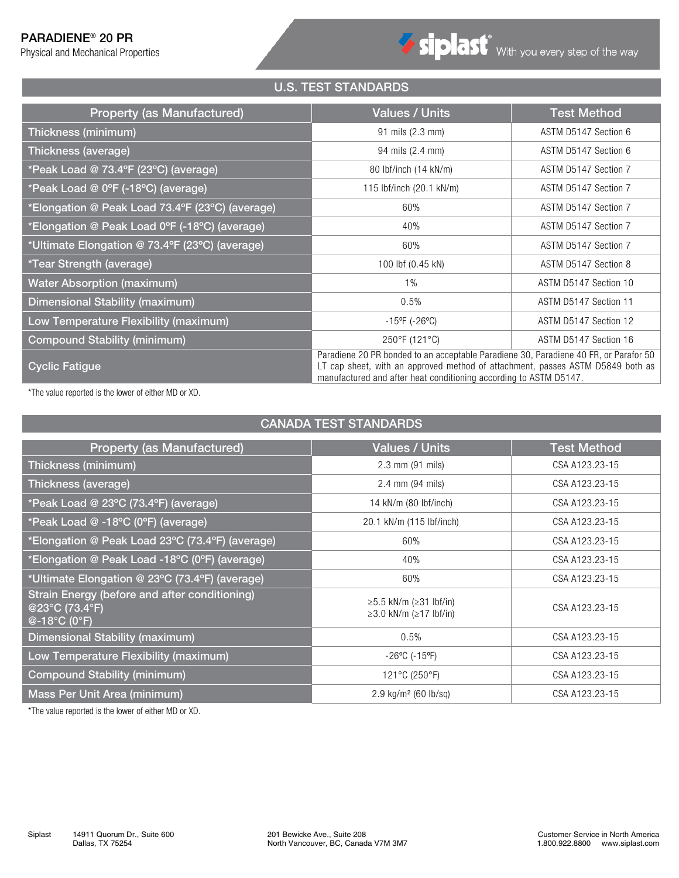# PARADIENE® 20 PR

Physical and Mechanical Properties

siplast With you every step of the way

## U.S. TEST STANDARDS

| Property (as Manufactured) | Values / Units | Test Method |
| --- | --- | --- |
| Thickness (minimum) | 91 mils (2.3 mm) | ASTM D5147 Section 6 |
| Thickness (average) | 94 mils (2.4 mm) | ASTM D5147 Section 6 |
| *Peak Load @ 73.4ºF (23ºC) (average) | 80 lbf/inch (14 kN/m) | ASTM D5147 Section 7 |
| *Peak Load @ 0ºF (-18ºC) (average) | 115 lbf/inch (20.1 kN/m) | ASTM D5147 Section 7 |
| *Elongation @ Peak Load 73.4ºF (23ºC) (average) | 60% | ASTM D5147 Section 7 |
| *Elongation @ Peak Load 0ºF (-18ºC) (average) | 40% | ASTM D5147 Section 7 |
| *Ultimate Elongation @ 73.4ºF (23ºC) (average) | 60% | ASTM D5147 Section 7 |
| *Tear Strength (average) | 100 lbf (0.45 kN) | ASTM D5147 Section 8 |
| Water Absorption (maximum) | 1% | ASTM D5147 Section 10 |
| Dimensional Stability (maximum) | 0.5% | ASTM D5147 Section 11 |
| Low Temperature Flexibility (maximum) | -15ºF (-26ºC) | ASTM D5147 Section 12 |
| Compound Stability (minimum) | 250°F (121°C) | ASTM D5147 Section 16 |
| Cyclic Fatigue | Paradiene 20 PR bonded to an acceptable Paradiene 30, Paradiene 40 FR, or Parafor 50 LT cap sheet, with an approved method of attachment, passes ASTM D5849 both as manufactured and after heat conditioning according to ASTM D5147. | |

*The value reported is the lower of either MD or XD.

## CANADA TEST STANDARDS

| Property (as Manufactured) | Values / Units | Test Method |
| --- | --- | --- |
| Thickness (minimum) | 2.3 mm (91 mils) | CSA A123.23-15 |
| Thickness (average) | 2.4 mm (94 mils) | CSA A123.23-15 |
| *Peak Load @ 23ºC (73.4ºF) (average) | 14 kN/m (80 lbf/inch) | CSA A123.23-15 |
| *Peak Load @ -18ºC (0ºF) (average) | 20.1 kN/m (115 lbf/inch) | CSA A123.23-15 |
| *Elongation @ Peak Load 23ºC (73.4ºF) (average) | 60% | CSA A123.23-15 |
| *Elongation @ Peak Load -18ºC (0ºF) (average) | 40% | CSA A123.23-15 |
| *Ultimate Elongation @ 23ºC (73.4ºF) (average) | 60% | CSA A123.23-15 |
| Strain Energy (before and after conditioning) @23°C (73.4°F) @-18°C (0°F) | ≥5.5 kN/m (≥31 lbf/in) ≥3.0 kN/m (≥17 lbf/in) | CSA A123.23-15 |
| Dimensional Stability (maximum) | 0.5% | CSA A123.23-15 |
| Low Temperature Flexibility (maximum) | -26ºC (-15ºF) | CSA A123.23-15 |
| Compound Stability (minimum) | 121°C (250°F) | CSA A123.23-15 |
| Mass Per Unit Area (minimum) | 2.9 kg/m² (60 lb/sq) | CSA A123.23-15 |

*The value reported is the lower of either MD or XD.

Siplast 14911 Quorum Dr., Suite 600 Dallas, TX 75254

201 Bewicke Ave., Suite 208 North Vancouver, BC, Canada V7M 3M7

Customer Service in North America 1.800.922.8800 www.siplast.com